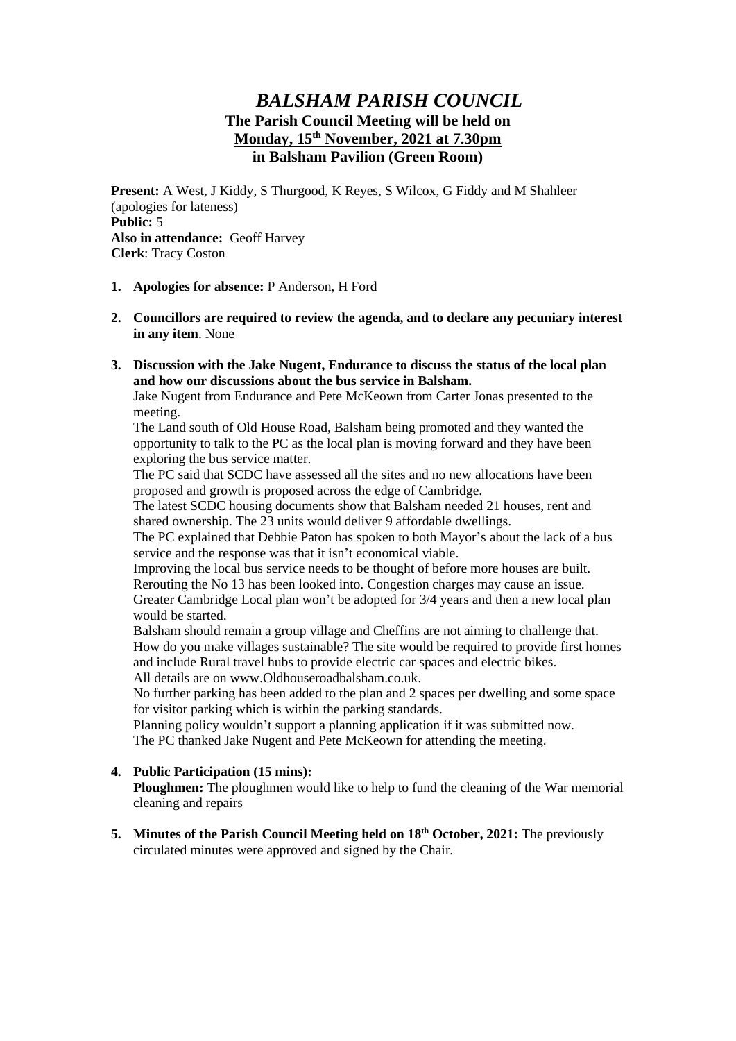# *BALSHAM PARISH COUNCIL*

## The Parish Council Meeting will be held on **Monday, 15th November, 2021 at 7.30pm** in Balsham Pavilion (Green Room)

**Present:** A West, J Kiddy, S Thurgood, K Reyes, S Wilcox, G Fiddy and M Shahleer (apologies for lateness)
**Public:** 5
**Also in attendance:** Geoff Harvey
**Clerk**: Tracy Coston

1. **Apologies for absence:** P Anderson, H Ford

2. **Councillors are required to review the agenda, and to declare any pecuniary interest in any item**. None

3. **Discussion with the Jake Nugent, Endurance to discuss the status of the local plan and how our discussions about the bus service in Balsham.**
   Jake Nugent from Endurance and Pete McKeown from Carter Jonas presented to the meeting.
   The Land south of Old House Road, Balsham being promoted and they wanted the opportunity to talk to the PC as the local plan is moving forward and they have been exploring the bus service matter.
   The PC said that SCDC have assessed all the sites and no new allocations have been proposed and growth is proposed across the edge of Cambridge.
   The latest SCDC housing documents show that Balsham needed 21 houses, rent and shared ownership. The 23 units would deliver 9 affordable dwellings.
   The PC explained that Debbie Paton has spoken to both Mayor's about the lack of a bus service and the response was that it isn't economical viable.
   Improving the local bus service needs to be thought of before more houses are built.
   Rerouting the No 13 has been looked into. Congestion charges may cause an issue.
   Greater Cambridge Local plan won't be adopted for 3/4 years and then a new local plan would be started.
   Balsham should remain a group village and Cheffins are not aiming to challenge that.
   How do you make villages sustainable? The site would be required to provide first homes and include Rural travel hubs to provide electric car spaces and electric bikes.
   All details are on www.Oldhouseroadbalsham.co.uk.
   No further parking has been added to the plan and 2 spaces per dwelling and some space for visitor parking which is within the parking standards.
   Planning policy wouldn't support a planning application if it was submitted now.
   The PC thanked Jake Nugent and Pete McKeown for attending the meeting.

4. **Public Participation (15 mins):**
   **Ploughmen:** The ploughmen would like to help to fund the cleaning of the War memorial cleaning and repairs

5. **Minutes of the Parish Council Meeting held on 18th October, 2021:** The previously circulated minutes were approved and signed by the Chair.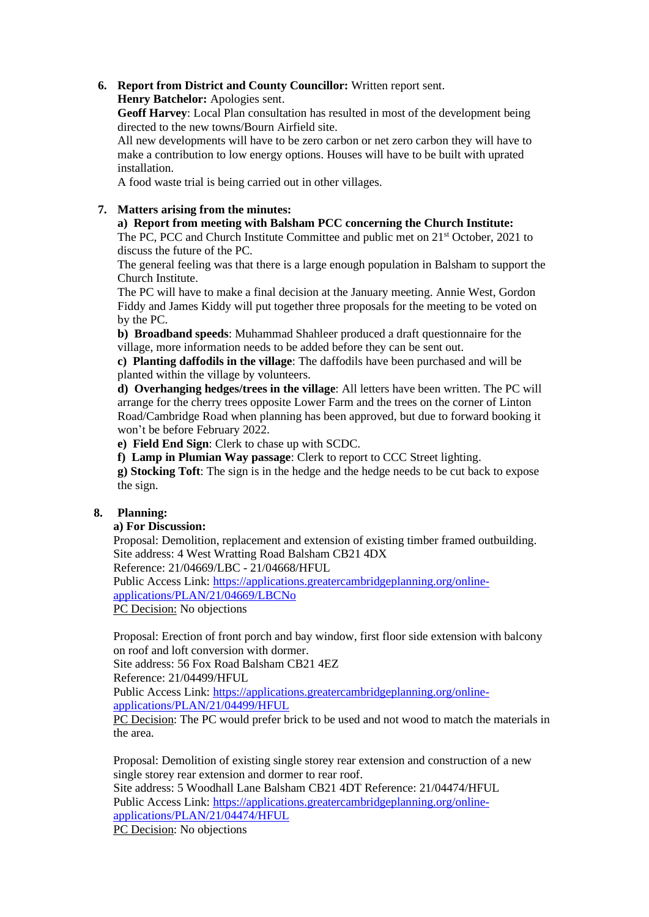6. **Report from District and County Councillor:** Written report sent.
   **Henry Batchelor:** Apologies sent.
   **Geoff Harvey**: Local Plan consultation has resulted in most of the development being directed to the new towns/Bourn Airfield site.
   All new developments will have to be zero carbon or net zero carbon they will have to make a contribution to low energy options. Houses will have to be built with uprated installation.
   A food waste trial is being carried out in other villages.

7. **Matters arising from the minutes:**
   **a) Report from meeting with Balsham PCC concerning the Church Institute:**
   The PC, PCC and Church Institute Committee and public met on 21st October, 2021 to discuss the future of the PC.
   The general feeling was that there is a large enough population in Balsham to support the Church Institute.
   The PC will have to make a final decision at the January meeting. Annie West, Gordon Fiddy and James Kiddy will put together three proposals for the meeting to be voted on by the PC.
   **b) Broadband speeds**: Muhammad Shahleer produced a draft questionnaire for the village, more information needs to be added before they can be sent out.
   **c) Planting daffodils in the village**: The daffodils have been purchased and will be planted within the village by volunteers.
   **d) Overhanging hedges/trees in the village**: All letters have been written. The PC will arrange for the cherry trees opposite Lower Farm and the trees on the corner of Linton Road/Cambridge Road when planning has been approved, but due to forward booking it won't be before February 2022.
   **e) Field End Sign**: Clerk to chase up with SCDC.
   **f) Lamp in Plumian Way passage**: Clerk to report to CCC Street lighting.
   **g) Stocking Toft**: The sign is in the hedge and the hedge needs to be cut back to expose the sign.

8. **Planning:**
   **a) For Discussion:**
   Proposal: Demolition, replacement and extension of existing timber framed outbuilding.
   Site address: 4 West Wratting Road Balsham CB21 4DX
   Reference: 21/04669/LBC - 21/04668/HFUL
   Public Access Link: [https://applications.greatercambridgeplanning.org/online-applications/PLAN/21/04669/LBCNo](https://applications.greatercambridgeplanning.org/online-applications/PLAN/21/04669/LBCNo)
   PC Decision: No objections

   Proposal: Erection of front porch and bay window, first floor side extension with balcony on roof and loft conversion with dormer.
   Site address: 56 Fox Road Balsham CB21 4EZ
   Reference: 21/04499/HFUL
   Public Access Link: [https://applications.greatercambridgeplanning.org/online-applications/PLAN/21/04499/HFUL](https://applications.greatercambridgeplanning.org/online-applications/PLAN/21/04499/HFUL)
   PC Decision: The PC would prefer brick to be used and not wood to match the materials in the area.

   Proposal: Demolition of existing single storey rear extension and construction of a new single storey rear extension and dormer to rear roof.
   Site address: 5 Woodhall Lane Balsham CB21 4DT Reference: 21/04474/HFUL
   Public Access Link: [https://applications.greatercambridgeplanning.org/online-applications/PLAN/21/04474/HFUL](https://applications.greatercambridgeplanning.org/online-applications/PLAN/21/04474/HFUL)
   PC Decision: No objections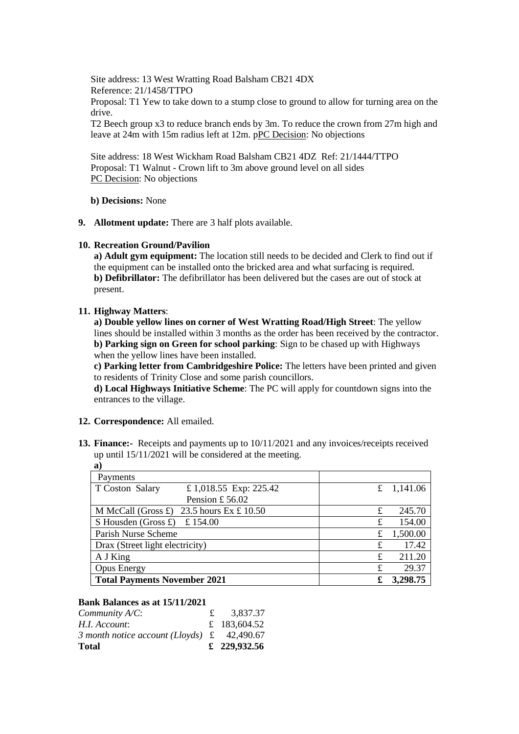Site address: 13 West Wratting Road Balsham CB21 4DX
Reference: 21/1458/TTPO
Proposal: T1 Yew to take down to a stump close to ground to allow for turning area on the drive.
T2 Beech group x3 to reduce branch ends by 3m. To reduce the crown from 27m high and leave at 24m with 15m radius left at 12m. pPC Decision: No objections

Site address: 18 West Wickham Road Balsham CB21 4DZ Ref: 21/1444/TTPO
Proposal: T1 Walnut - Crown lift to 3m above ground level on all sides
PC Decision: No objections

**b) Decisions:** None

9. **Allotment update:** There are 3 half plots available.

10. **Recreation Ground/Pavilion**

    **a) Adult gym equipment:** The location still needs to be decided and Clerk to find out if the equipment can be installed onto the bricked area and what surfacing is required.
    **b) Defibrillator:** The defibrillator has been delivered but the cases are out of stock at present.

11. **Highway Matters**:

    **a) Double yellow lines on corner of West Wratting Road/High Street**: The yellow lines should be installed within 3 months as the order has been received by the contractor.
    **b) Parking sign on Green for school parking**: Sign to be chased up with Highways when the yellow lines have been installed.
    **c) Parking letter from Cambridgeshire Police:** The letters have been printed and given to residents of Trinity Close and some parish councillors.
    **d) Local Highways Initiative Scheme**: The PC will apply for countdown signs into the entrances to the village.

12. **Correspondence:** All emailed.

13. **Finance:-** Receipts and payments up to 10/11/2021 and any invoices/receipts received up until 15/11/2021 will be considered at the meeting.

**a)**

| Payments | |
|---|---|
| T Coston Salary £ 1,018.55 Exp: 225.42 Pension £ 56.02 | £ 1,141.06 |
| M McCall (Gross £) 23.5 hours Ex £ 10.50 | £ 245.70 |
| S Housden (Gross £) £ 154.00 | £ 154.00 |
| Parish Nurse Scheme | £ 1,500.00 |
| Drax (Street light electricity) | £ 17.42 |
| A J King | £ 211.20 |
| Opus Energy | £ 29.37 |
| **Total Payments November 2021** | **£ 3,298.75** |

**Bank Balances as at 15/11/2021**

| | |
|---|---|
| *Community A/C*: | £ 3,837.37 |
| *H.I. Account*: | £ 183,604.52 |
| *3 month notice account (Lloyds)* | £ 42,490.67 |
| **Total** | **£ 229,932.56** |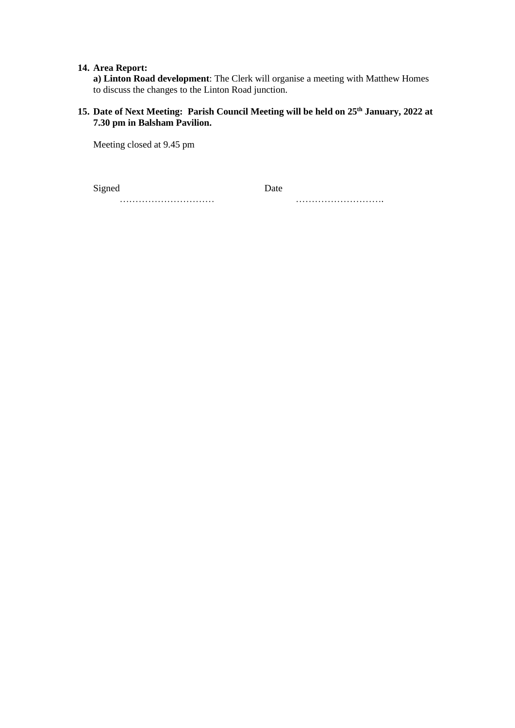**14. Area Report:**

**a) Linton Road development**: The Clerk will organise a meeting with Matthew Homes to discuss the changes to the Linton Road junction.

**15. Date of Next Meeting: Parish Council Meeting will be held on 25th January, 2022 at 7.30 pm in Balsham Pavilion.**

Meeting closed at 9.45 pm

Signed ………………………… Date ……………………….